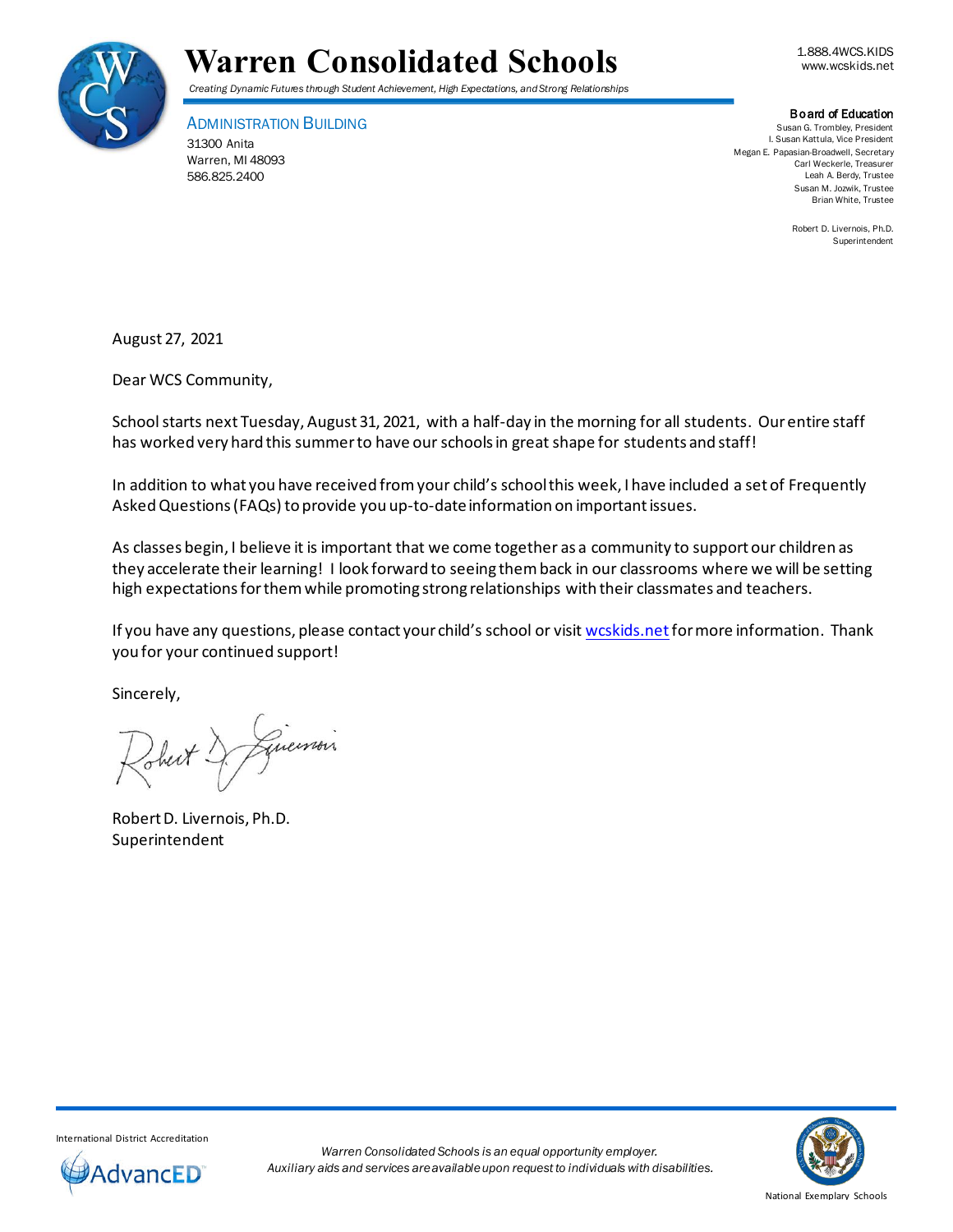# Warren Consolidated Schools

*Creating Dynamic Futures through Student Achievement, High Expectations, and Strong Relationships*

1.888.4WCS.KIDS
www.wcskids.net

ADMINISTRATION BUILDING
31300 Anita
Warren, MI 48093
586.825.2400

**Board of Education**
Susan G. Trombley, President
I. Susan Kattula, Vice President
Megan E. Papasian-Broadwell, Secretary
Carl Weckerle, Treasurer
Leah A. Berdy, Trustee
Susan M. Jozwik, Trustee
Brian White, Trustee

Robert D. Livernois, Ph.D.
Superintendent

August 27, 2021

Dear WCS Community,

School starts next Tuesday, August 31, 2021, with a half-day in the morning for all students. Our entire staff has worked very hard this summer to have our schools in great shape for students and staff!

In addition to what you have received from your child's school this week, I have included a set of Frequently Asked Questions (FAQs) to provide you up-to-date information on important issues.

As classes begin, I believe it is important that we come together as a community to support our children as they accelerate their learning! I look forward to seeing them back in our classrooms where we will be setting high expectations for them while promoting strong relationships with their classmates and teachers.

If you have any questions, please contact your child's school or visit [wcskids.net](http://wcskids.net) for more information. Thank you for your continued support!

Sincerely,

Robert D. Livernois, Ph.D.
Superintendent

International District Accreditation
AdvancED

*Warren Consolidated Schools is an equal opportunity employer.*
*Auxiliary aids and services are available upon request to individuals with disabilities.*

National Exemplary Schools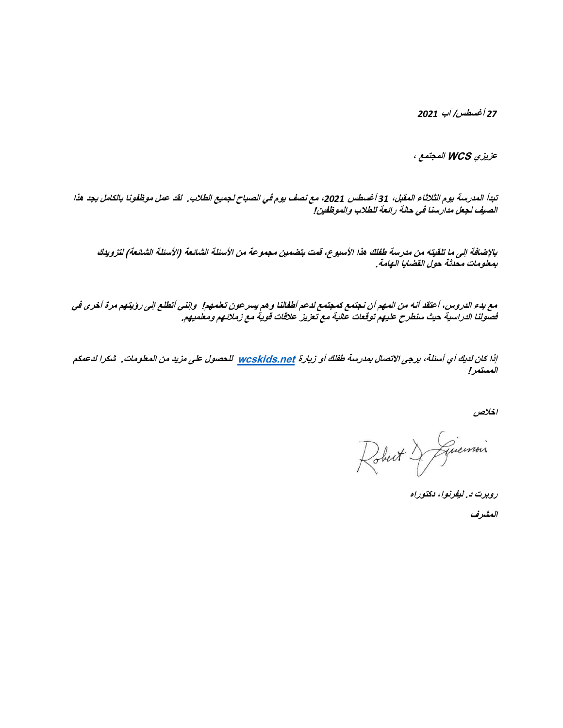**27 أغسطس/ آب 2021**

**عزيزي WCS المجتمع ،**

**تبدأ المدرسة يوم الثلاثاء المقبل، 31 أغسطس 2021، مع نصف يوم في الصباح لجميع الطلاب. لقد عمل موظفونا بالكامل بجد هذا الصيف لجعل مدارسنا في حالة رائعة للطلاب والموظفين!**

**بالإضافة إلى ما تلقيته من مدرسة طفلك هذا الأسبوع، قمت بتضمين مجموعة من الأسئلة الشائعة (الأسئلة الشائعة) لتزويدك بمعلومات محدثة حول القضايا الهامة.**

**مع بدء الدروس، أعتقد أنه من المهم أن نجتمع كمجتمع لدعم أطفالنا وهم يسرعون تعلمهم! وإنني أتطلع إلى رؤيتهم مرة أخرى في فصولنا الدراسية حيث سنطرح عليهم توقعات عالية مع تعزيز علاقات قوية مع زملائهم ومعلميهم.**

**إذا كان لديك أي أسئلة، يرجى الاتصال بمدرسة طفلك أو زيارة [wcskids.net](http://wcskids.net) للحصول على مزيد من المعلومات. شكرا لدعمكم المستمر!**

**اخلاص**

Robert D. Lievernois

**روبرت د. ليفرنوا، دكتوراه**

**المشرف**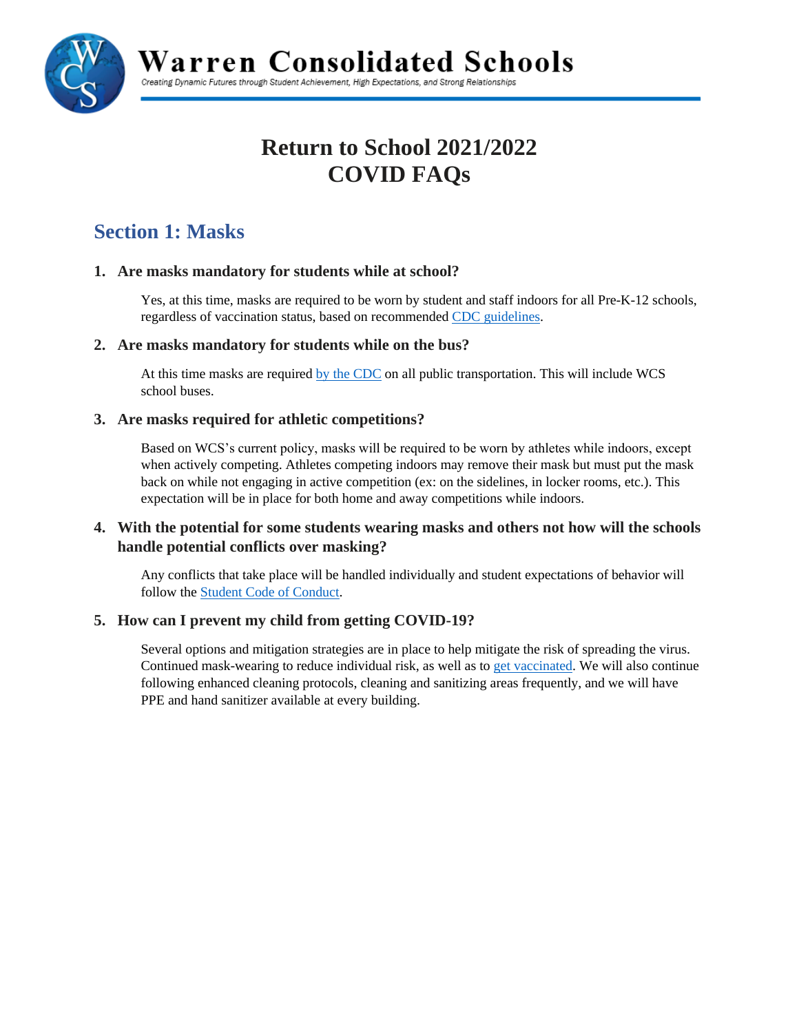# Warren Consolidated Schools

Creating Dynamic Futures through Student Achievement, High Expectations, and Strong Relationships

# Return to School 2021/2022
# COVID FAQs

## Section 1: Masks

1. **Are masks mandatory for students while at school?**

   Yes, at this time, masks are required to be worn by student and staff indoors for all Pre-K-12 schools, regardless of vaccination status, based on recommended [CDC guidelines](CDC guidelines).

2. **Are masks mandatory for students while on the bus?**

   At this time masks are required [by the CDC](by the CDC) on all public transportation. This will include WCS school buses.

3. **Are masks required for athletic competitions?**

   Based on WCS's current policy, masks will be required to be worn by athletes while indoors, except when actively competing. Athletes competing indoors may remove their mask but must put the mask back on while not engaging in active competition (ex: on the sidelines, in locker rooms, etc.). This expectation will be in place for both home and away competitions while indoors.

4. **With the potential for some students wearing masks and others not how will the schools handle potential conflicts over masking?**

   Any conflicts that take place will be handled individually and student expectations of behavior will follow the [Student Code of Conduct](Student Code of Conduct).

5. **How can I prevent my child from getting COVID-19?**

   Several options and mitigation strategies are in place to help mitigate the risk of spreading the virus. Continued mask-wearing to reduce individual risk, as well as to [get vaccinated](get vaccinated). We will also continue following enhanced cleaning protocols, cleaning and sanitizing areas frequently, and we will have PPE and hand sanitizer available at every building.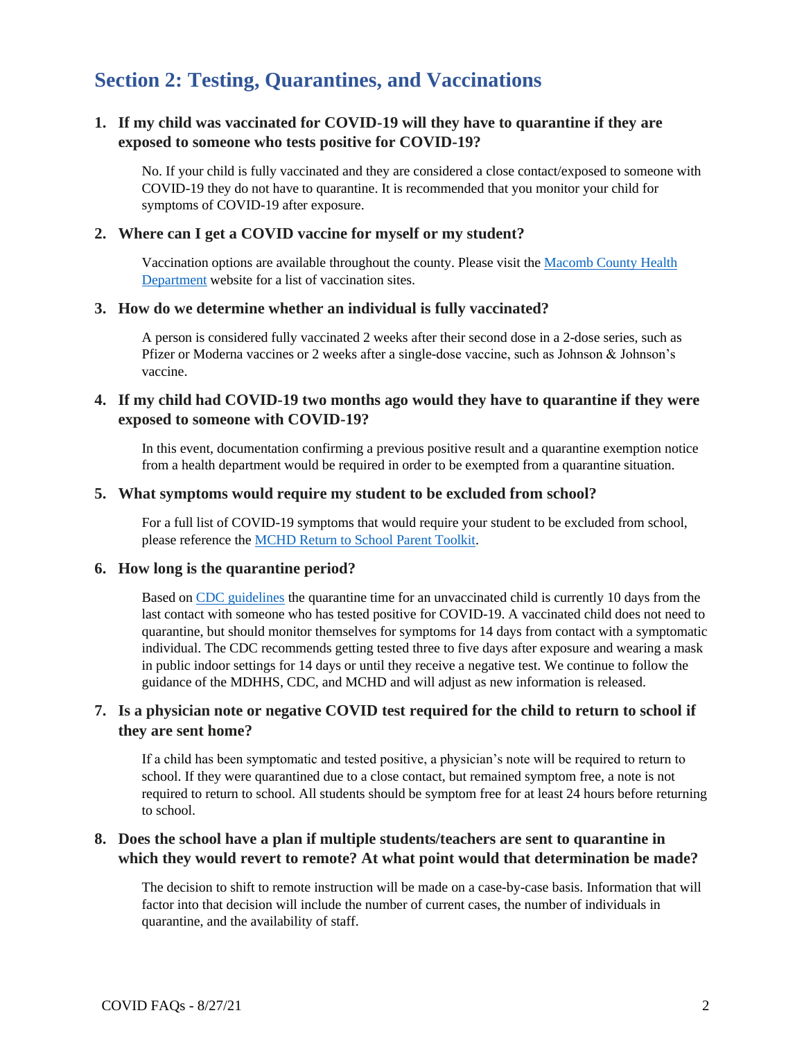## Section 2: Testing, Quarantines, and Vaccinations

1. **If my child was vaccinated for COVID-19 will they have to quarantine if they are exposed to someone who tests positive for COVID-19?**

   No. If your child is fully vaccinated and they are considered a close contact/exposed to someone with COVID-19 they do not have to quarantine. It is recommended that you monitor your child for symptoms of COVID-19 after exposure.

2. **Where can I get a COVID vaccine for myself or my student?**

   Vaccination options are available throughout the county. Please visit the Macomb County Health Department website for a list of vaccination sites.

3. **How do we determine whether an individual is fully vaccinated?**

   A person is considered fully vaccinated 2 weeks after their second dose in a 2-dose series, such as Pfizer or Moderna vaccines or 2 weeks after a single-dose vaccine, such as Johnson & Johnson's vaccine.

4. **If my child had COVID-19 two months ago would they have to quarantine if they were exposed to someone with COVID-19?**

   In this event, documentation confirming a previous positive result and a quarantine exemption notice from a health department would be required in order to be exempted from a quarantine situation.

5. **What symptoms would require my student to be excluded from school?**

   For a full list of COVID-19 symptoms that would require your student to be excluded from school, please reference the MCHD Return to School Parent Toolkit.

6. **How long is the quarantine period?**

   Based on CDC guidelines the quarantine time for an unvaccinated child is currently 10 days from the last contact with someone who has tested positive for COVID-19. A vaccinated child does not need to quarantine, but should monitor themselves for symptoms for 14 days from contact with a symptomatic individual. The CDC recommends getting tested three to five days after exposure and wearing a mask in public indoor settings for 14 days or until they receive a negative test. We continue to follow the guidance of the MDHHS, CDC, and MCHD and will adjust as new information is released.

7. **Is a physician note or negative COVID test required for the child to return to school if they are sent home?**

   If a child has been symptomatic and tested positive, a physician's note will be required to return to school. If they were quarantined due to a close contact, but remained symptom free, a note is not required to return to school. All students should be symptom free for at least 24 hours before returning to school.

8. **Does the school have a plan if multiple students/teachers are sent to quarantine in which they would revert to remote? At what point would that determination be made?**

   The decision to shift to remote instruction will be made on a case-by-case basis. Information that will factor into that decision will include the number of current cases, the number of individuals in quarantine, and the availability of staff.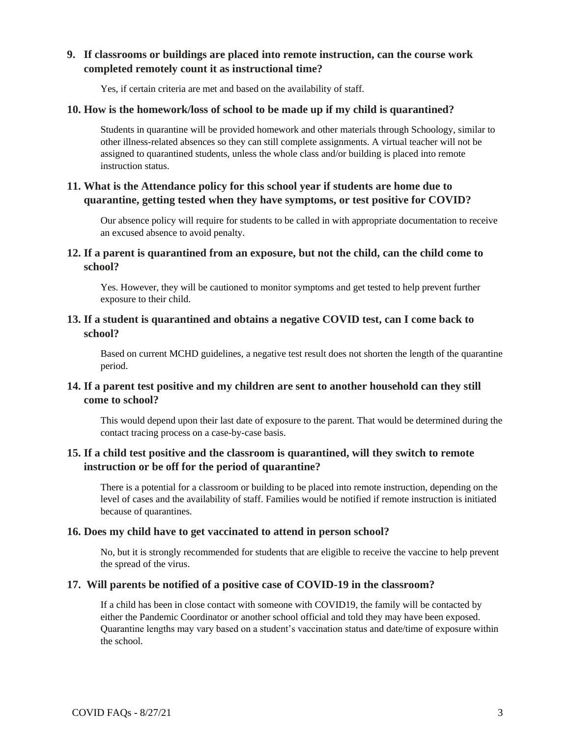**9. If classrooms or buildings are placed into remote instruction, can the course work completed remotely count it as instructional time?**

Yes, if certain criteria are met and based on the availability of staff.

**10. How is the homework/loss of school to be made up if my child is quarantined?**

Students in quarantine will be provided homework and other materials through Schoology, similar to other illness-related absences so they can still complete assignments. A virtual teacher will not be assigned to quarantined students, unless the whole class and/or building is placed into remote instruction status.

**11. What is the Attendance policy for this school year if students are home due to quarantine, getting tested when they have symptoms, or test positive for COVID?**

Our absence policy will require for students to be called in with appropriate documentation to receive an excused absence to avoid penalty.

**12. If a parent is quarantined from an exposure, but not the child, can the child come to school?**

Yes. However, they will be cautioned to monitor symptoms and get tested to help prevent further exposure to their child.

**13. If a student is quarantined and obtains a negative COVID test, can I come back to school?**

Based on current MCHD guidelines, a negative test result does not shorten the length of the quarantine period.

**14. If a parent test positive and my children are sent to another household can they still come to school?**

This would depend upon their last date of exposure to the parent. That would be determined during the contact tracing process on a case-by-case basis.

**15. If a child test positive and the classroom is quarantined, will they switch to remote instruction or be off for the period of quarantine?**

There is a potential for a classroom or building to be placed into remote instruction, depending on the level of cases and the availability of staff. Families would be notified if remote instruction is initiated because of quarantines.

**16. Does my child have to get vaccinated to attend in person school?**

No, but it is strongly recommended for students that are eligible to receive the vaccine to help prevent the spread of the virus.

**17. Will parents be notified of a positive case of COVID-19 in the classroom?**

If a child has been in close contact with someone with COVID19, the family will be contacted by either the Pandemic Coordinator or another school official and told they may have been exposed. Quarantine lengths may vary based on a student's vaccination status and date/time of exposure within the school.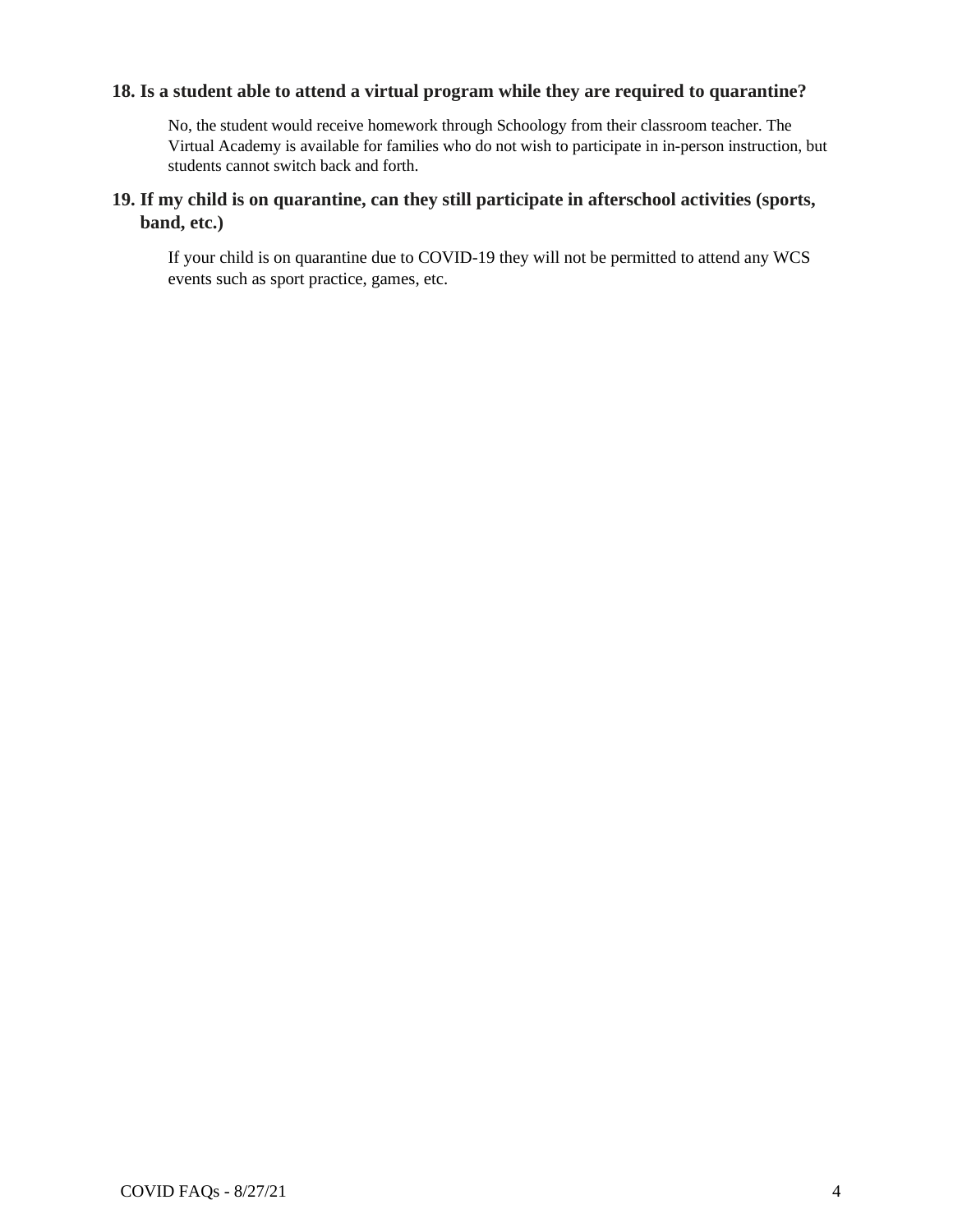**18. Is a student able to attend a virtual program while they are required to quarantine?**

No, the student would receive homework through Schoology from their classroom teacher. The Virtual Academy is available for families who do not wish to participate in in-person instruction, but students cannot switch back and forth.

**19. If my child is on quarantine, can they still participate in afterschool activities (sports, band, etc.)**

If your child is on quarantine due to COVID-19 they will not be permitted to attend any WCS events such as sport practice, games, etc.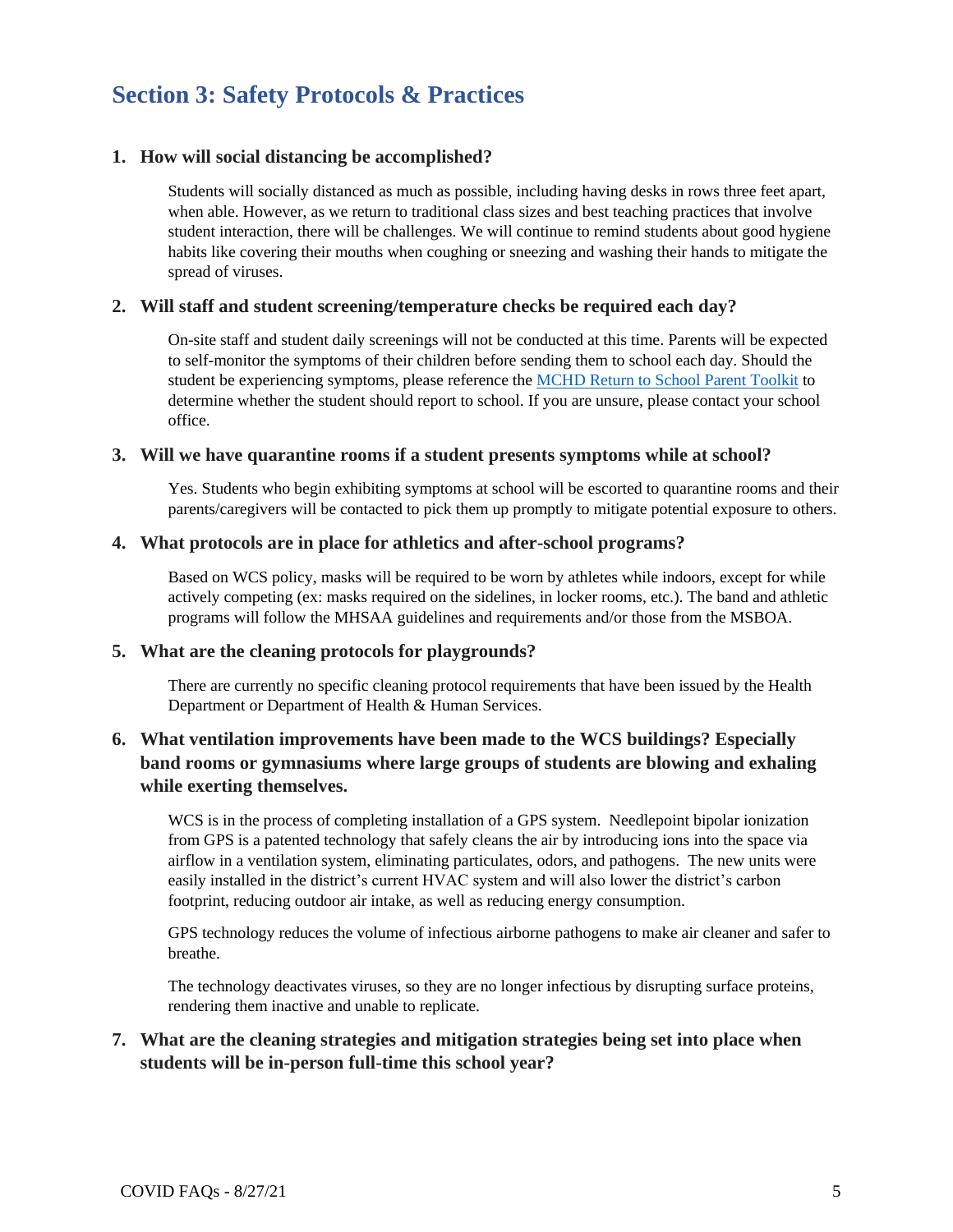## Section 3: Safety Protocols & Practices

1. **How will social distancing be accomplished?**

   Students will socially distanced as much as possible, including having desks in rows three feet apart, when able. However, as we return to traditional class sizes and best teaching practices that involve student interaction, there will be challenges. We will continue to remind students about good hygiene habits like covering their mouths when coughing or sneezing and washing their hands to mitigate the spread of viruses.

2. **Will staff and student screening/temperature checks be required each day?**

   On-site staff and student daily screenings will not be conducted at this time. Parents will be expected to self-monitor the symptoms of their children before sending them to school each day. Should the student be experiencing symptoms, please reference the [MCHD Return to School Parent Toolkit]() to determine whether the student should report to school. If you are unsure, please contact your school office.

3. **Will we have quarantine rooms if a student presents symptoms while at school?**

   Yes. Students who begin exhibiting symptoms at school will be escorted to quarantine rooms and their parents/caregivers will be contacted to pick them up promptly to mitigate potential exposure to others.

4. **What protocols are in place for athletics and after-school programs?**

   Based on WCS policy, masks will be required to be worn by athletes while indoors, except for while actively competing (ex: masks required on the sidelines, in locker rooms, etc.). The band and athletic programs will follow the MHSAA guidelines and requirements and/or those from the MSBOA.

5. **What are the cleaning protocols for playgrounds?**

   There are currently no specific cleaning protocol requirements that have been issued by the Health Department or Department of Health & Human Services.

6. **What ventilation improvements have been made to the WCS buildings? Especially band rooms or gymnasiums where large groups of students are blowing and exhaling while exerting themselves.**

   WCS is in the process of completing installation of a GPS system. Needlepoint bipolar ionization from GPS is a patented technology that safely cleans the air by introducing ions into the space via airflow in a ventilation system, eliminating particulates, odors, and pathogens. The new units were easily installed in the district's current HVAC system and will also lower the district's carbon footprint, reducing outdoor air intake, as well as reducing energy consumption.

   GPS technology reduces the volume of infectious airborne pathogens to make air cleaner and safer to breathe.

   The technology deactivates viruses, so they are no longer infectious by disrupting surface proteins, rendering them inactive and unable to replicate.

7. **What are the cleaning strategies and mitigation strategies being set into place when students will be in-person full-time this school year?**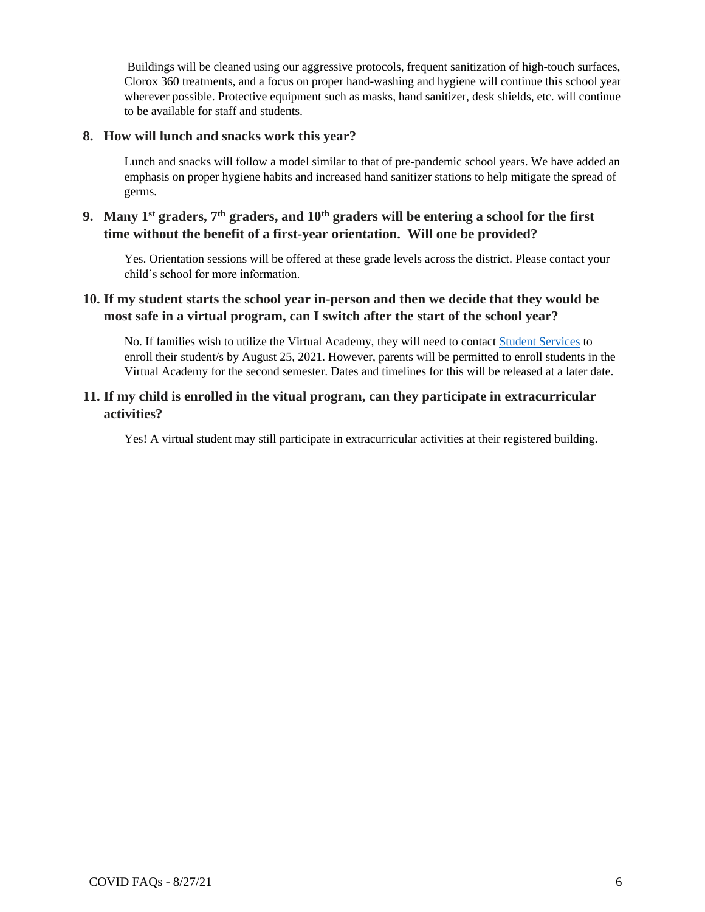Buildings will be cleaned using our aggressive protocols, frequent sanitization of high-touch surfaces, Clorox 360 treatments, and a focus on proper hand-washing and hygiene will continue this school year wherever possible. Protective equipment such as masks, hand sanitizer, desk shields, etc. will continue to be available for staff and students.

## 8. How will lunch and snacks work this year?

Lunch and snacks will follow a model similar to that of pre-pandemic school years. We have added an emphasis on proper hygiene habits and increased hand sanitizer stations to help mitigate the spread of germs.

## 9. Many 1st graders, 7th graders, and 10th graders will be entering a school for the first time without the benefit of a first-year orientation. Will one be provided?

Yes. Orientation sessions will be offered at these grade levels across the district. Please contact your child's school for more information.

## 10. If my student starts the school year in-person and then we decide that they would be most safe in a virtual program, can I switch after the start of the school year?

No. If families wish to utilize the Virtual Academy, they will need to contact Student Services to enroll their student/s by August 25, 2021. However, parents will be permitted to enroll students in the Virtual Academy for the second semester. Dates and timelines for this will be released at a later date.

## 11. If my child is enrolled in the vitual program, can they participate in extracurricular activities?

Yes! A virtual student may still participate in extracurricular activities at their registered building.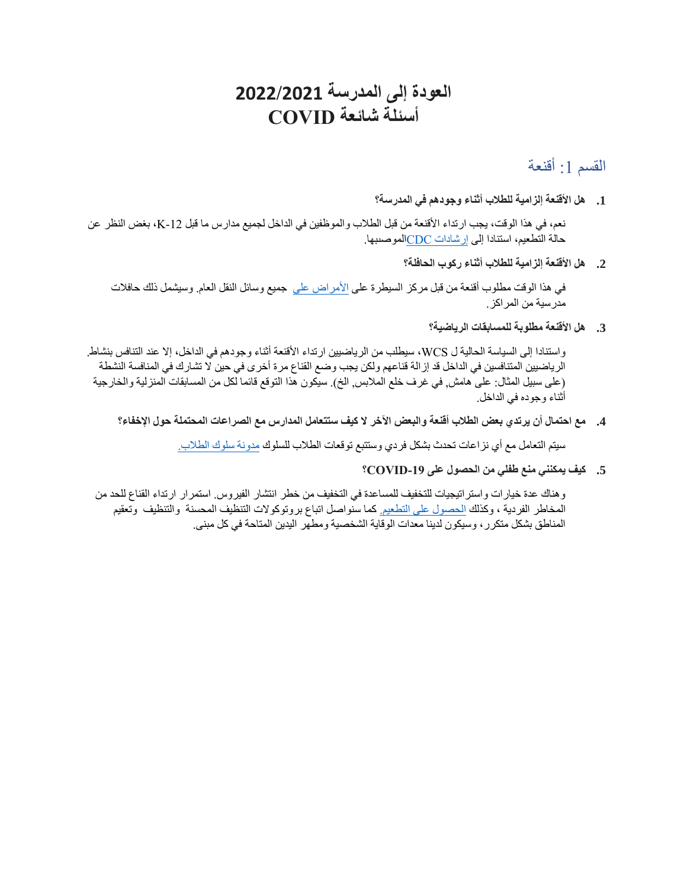# العودة إلى المدرسة 2022/2021
# أسئلة شائعة COVID

## القسم 1: أقنعة

1. **هل الأقنعة إلزامية للطلاب أثناء وجودهم في المدرسة؟**

نعم، في هذا الوقت، يجب ارتداء الأقنعة من قبل الطلاب والموظفين في الداخل لجميع مدارس ما قبل K-12، بغض النظر عن حالة التطعيم، استنادا إلى إرشادات CDCالموصىبها.

2. **هل الأقنعة إلزامية للطلاب أثناء ركوب الحافلة؟**

في هذا الوقت مطلوب أقنعة من قبل مركز السيطرة على الأمراض على جميع وسائل النقل العام. وسيشمل ذلك حافلات مدرسية من المراكز.

3. **هل الأقنعة مطلوبة للمسابقات الرياضية؟**

واستنادا إلى السياسة الحالية ل WCS، سيطلب من الرياضيين ارتداء الأقنعة أثناء وجودهم في الداخل، إلا عند التنافس بنشاط. الرياضيين المتنافسين في الداخل قد إزالة قناعهم ولكن يجب وضع القناع مرة أخرى في حين لا تشارك في المنافسة النشطة (على سبيل المثال: على هامش, في غرف خلع الملابس, الخ). سيكون هذا التوقع قائما لكل من المسابقات المنزلية والخارجية أثناء وجوده في الداخل.

4. **مع احتمال أن يرتدي بعض الطلاب أقنعة والبعض الآخر لا كيف ستتعامل المدارس مع الصراعات المحتملة حول الإخفاء؟**

سيتم التعامل مع أي نزاعات تحدث بشكل فردي وستتبع توقعات الطلاب للسلوك مدونة سلوك الطلاب.

5. **كيف يمكنني منع طفلي من الحصول على COVID-19؟**

وهناك عدة خيارات واستراتيجيات للتخفيف للمساعدة في التخفيف من خطر انتشار الفيروس. استمرار ارتداء القناع للحد من المخاطر الفردية ، وكذلك الحصول على التطعيم. كما سنواصل اتباع بروتوكولات التنظيف المحسنة والتنظيف وتعقيم المناطق بشكل متكرر، وسيكون لدينا معدات الوقاية الشخصية ومطهر اليدين المتاحة في كل مبنى.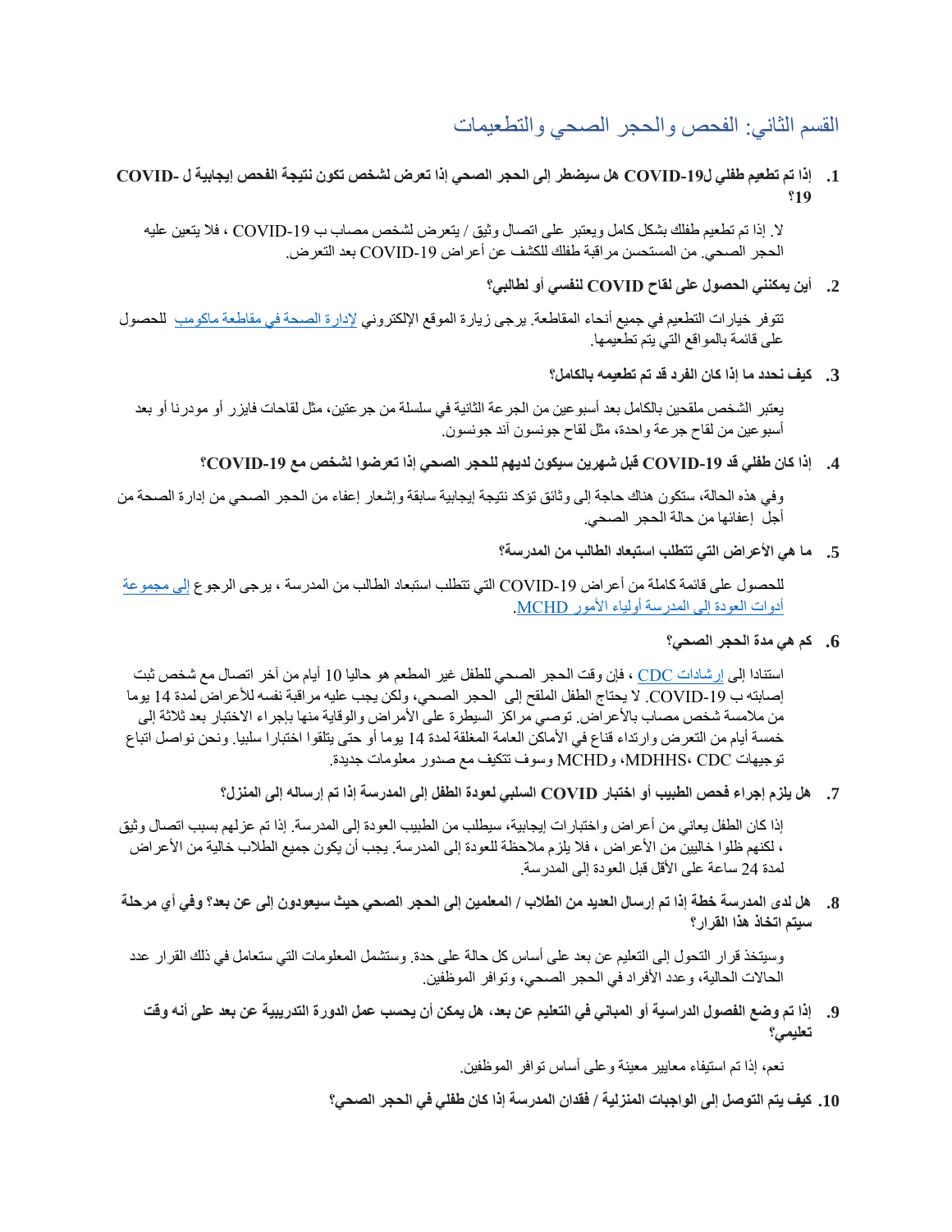## القسم الثاني: الفحص والحجر الصحي والتطعيمات

1. **إذا تم تطعيم طفلي لـCOVID-19 هل سيضطر إلى الحجر الصحي إذا تعرض لشخص تكون نتيجة الفحص إيجابية لـ COVID-19؟**

   لا. إذا تم تطعيم طفلك بشكل كامل ويعتبر على اتصال وثيق / يتعرض لشخص مصاب ب COVID-19 ، فلا يتعين عليه الحجر الصحي. من المستحسن مراقبة طفلك للكشف عن أعراض COVID-19 بعد التعرض.

2. **أين يمكنني الحصول على لقاح COVID لنفسي أو لطالبي؟**

   تتوفر خيارات التطعيم في جميع أنحاء المقاطعة. يرجى زيارة الموقع الإلكتروني لإدارة الصحة في مقاطعة ماكومب للحصول على قائمة بالمواقع التي يتم تطعيمها.

3. **كيف نحدد ما إذا كان الفرد قد تم تطعيمه بالكامل؟**

   يعتبر الشخص ملقحين بالكامل بعد أسبوعين من الجرعة الثانية في سلسلة من جرعتين، مثل لقاحات فايزر أو مودرنا أو بعد أسبوعين من لقاح جرعة واحدة، مثل لقاح جونسون آند جونسون.

4. **إذا كان طفلي قد COVID-19 قبل شهرين سيكون لديهم للحجر الصحي إذا تعرضوا لشخص مع COVID-19؟**

   وفي هذه الحالة، ستكون هناك حاجة إلى وثائق تؤكد نتيجة إيجابية سابقة وإشعار إعفاء من الحجر الصحي من إدارة الصحة من أجل إعفائها من حالة الحجر الصحي.

5. **ما هي الأعراض التي تتطلب استبعاد الطالب من المدرسة؟**

   للحصول على قائمة كاملة من أعراض COVID-19 التي تتطلب استبعاد الطالب من المدرسة ، يرجى الرجوع إلى مجموعة أدوات العودة إلى المدرسة أولياء الأمور MCHD.

6. **كم هي مدة الحجر الصحي؟**

   استنادا إلى إرشادات CDC ، فإن وقت الحجر الصحي للطفل غير المطعم هو حاليا 10 أيام من آخر اتصال مع شخص ثبت إصابته ب COVID-19. لا يحتاج الطفل الملقح إلى الحجر الصحي، ولكن يجب عليه مراقبة نفسه للأعراض لمدة 14 يوما من ملامسة شخص مصاب بالأعراض. توصي مراكز السيطرة على الأمراض والوقاية منها بإجراء الاختبار بعد ثلاثة إلى خمسة أيام من التعرض وارتداء قناع في الأماكن العامة المغلقة لمدة 14 يوما أو حتى يتلقوا اختبارا سلبيا. ونحن نواصل اتباع توجيهات CDC ،MDHHS، و MCHD وسوف تتكيف مع صدور معلومات جديدة.

7. **هل يلزم إجراء فحص الطبيب أو اختبار COVID السلبي لعودة الطفل إلى المدرسة إذا تم إرساله إلى المنزل؟**

   إذا كان الطفل يعاني من أعراض واختبارات إيجابية، سيطلب من الطبيب العودة إلى المدرسة. إذا تم عزلهم بسبب اتصال وثيق ، لكنهم ظلوا خاليين من الأعراض ، فلا يلزم ملاحظة للعودة إلى المدرسة. يجب أن يكون جميع الطلاب خالية من الأعراض لمدة 24 ساعة على الأقل قبل العودة إلى المدرسة.

8. **هل لدى المدرسة خطة إذا تم إرسال العديد من الطلاب / المعلمين إلى الحجر الصحي حيث سيعودون إلى عن بعد؟ وفي أي مرحلة سيتم اتخاذ هذا القرار؟**

   وسيتخذ قرار التحول إلى التعليم عن بعد على أساس كل حالة على حدة. وستشمل المعلومات التي ستعامل في ذلك القرار عدد الحالات الحالية، وعدد الأفراد في الحجر الصحي، وتوافر الموظفين.

9. **إذا تم وضع الفصول الدراسية أو المباني في التعليم عن بعد، هل يمكن أن يحسب عمل الدورة التدريبية عن بعد على أنه وقت تعليمي؟**

   نعم، إذا تم استيفاء معايير معينة وعلى أساس توافر الموظفين.

10. **كيف يتم التوصل إلى الواجبات المنزلية / فقدان المدرسة إذا كان طفلي في الحجر الصحي؟**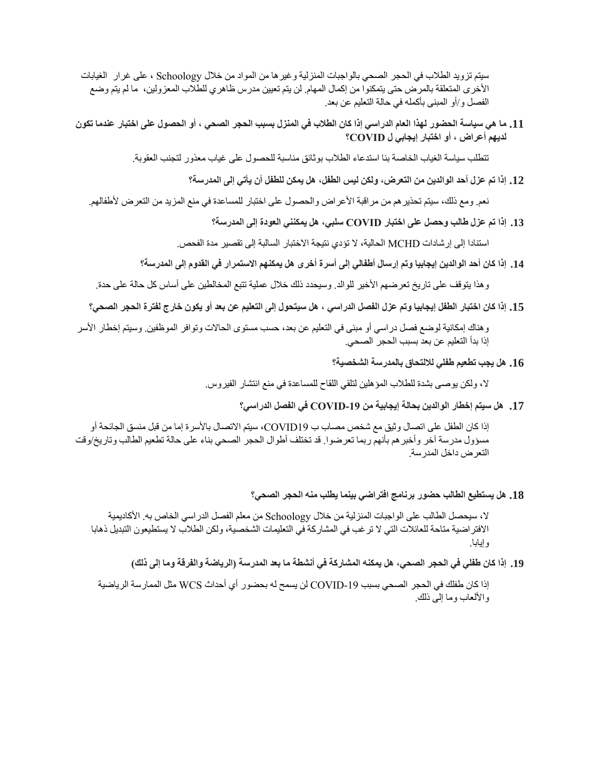سيتم تزويد الطلاب في الحجر الصحي بالواجبات المنزلية وغيرها من المواد من خلال Schoology ، على غرار الغيابات الأخرى المتعلقة بالمرض حتى يتمكنوا من إكمال المهام. لن يتم تعيين مدرس ظاهري للطلاب المعزولين، ما لم يتم وضع الفصل و/أو المبنى بأكمله في حالة التعليم عن بعد.

**11. ما هي سياسة الحضور لهذا العام الدراسي إذا كان الطلاب في المنزل بسبب الحجر الصحي ، أو الحصول على اختبار عندما تكون لديهم أعراض ، أو اختبار إيجابي ل COVID؟**

تتطلب سياسة الغياب الخاصة بنا استدعاء الطلاب بوثائق مناسبة للحصول على غياب معذور لتجنب العقوبة.

**12. إذا تم عزل أحد الوالدين من التعرض، ولكن ليس الطفل، هل يمكن للطفل أن يأتي إلى المدرسة؟**

نعم. ومع ذلك، سيتم تحذيرهم من مراقبة الأعراض والحصول على اختبار للمساعدة في منع المزيد من التعرض لأطفالهم.

**13. إذا تم عزل طالب وحصل على اختبار COVID سلبي، هل يمكنني العودة إلى المدرسة؟**

استنادا إلى إرشادات MCHD الحالية، لا تؤدي نتيجة الاختبار السالبة إلى تقصير مدة الفحص.

**14. إذا كان أحد الوالدين إيجابيا وتم إرسال أطفالي إلى أسرة أخرى هل يمكنهم الاستمرار في القدوم إلى المدرسة؟**

وهذا يتوقف على تاريخ تعرضهم الأخير للوالد. وسيحدد ذلك خلال عملية تتبع المخالطين على أساس كل حالة على حدة.

**15. إذا كان اختبار الطفل إيجابيا وتم عزل الفصل الدراسي ، هل سيتحول إلى التعليم عن بعد أو يكون خارج لفترة الحجر الصحي؟**

وهناك إمكانية لوضع فصل دراسي أو مبنى في التعليم عن بعد، حسب مستوى الحالات وتوافر الموظفين. وسيتم إخطار الأسر إذا بدأ التعليم عن بعد بسبب الحجر الصحي.

**16. هل يجب تطعيم طفلي للالتحاق بالمدرسة الشخصية؟**

لا، ولكن يوصى بشدة للطلاب المؤهلين لتلقي اللقاح للمساعدة في منع انتشار الفيروس.

**17. هل سيتم إخطار الوالدين بحالة إيجابية من COVID-19 في الفصل الدراسي؟**

إذا كان الطفل على اتصال وثيق مع شخص مصاب ب COVID19، سيتم الاتصال بالأسرة إما من قبل منسق الجائحة أو مسؤول مدرسة آخر وأخبرهم بأنهم ربما تعرضوا. قد تختلف أطوال الحجر الصحي بناء على حالة تطعيم الطالب وتاريخ/وقت التعرض داخل المدرسة.

**18. هل يستطيع الطالب حضور برنامج افتراضي بينما يطلب منه الحجر الصحي؟**

لا، سيحصل الطالب على الواجبات المنزلية من خلال Schoology من معلم الفصل الدراسي الخاص به. الأكاديمية الافتراضية متاحة للعائلات التي لا ترغب في المشاركة في التعليمات الشخصية، ولكن الطلاب لا يستطيعون التبديل ذهابا وإيابا.

**19. إذا كان طفلي في الحجر الصحي، هل يمكنه المشاركة في أنشطة ما بعد المدرسة (الرياضة والفرقة وما إلى ذلك)**

إذا كان طفلك في الحجر الصحي بسبب COVID-19 لن يسمح له بحضور أي أحداث WCS مثل الممارسة الرياضية والألعاب وما إلى ذلك.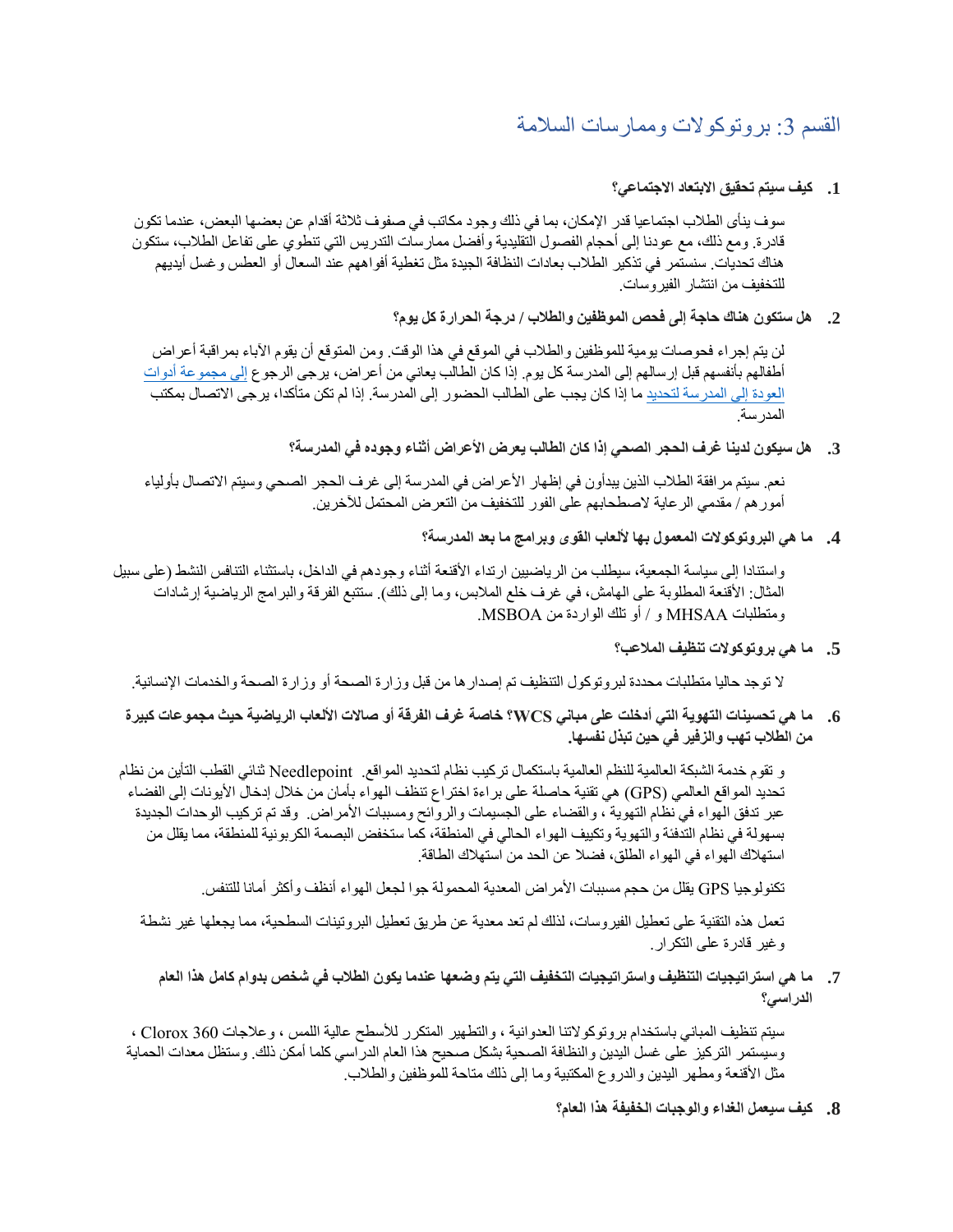## القسم 3: بروتوكولات وممارسات السلامة

**1. كيف سيتم تحقيق الابتعاد الاجتماعي؟**

سوف ينأى الطلاب اجتماعيا قدر الإمكان، بما في ذلك وجود مكاتب في صفوف ثلاثة أقدام عن بعضها البعض، عندما تكون قادرة. ومع ذلك، مع عودنا إلى أحجام الفصول التقليدية وأفضل ممارسات التدريس التي تنطوي على تفاعل الطلاب، ستكون هناك تحديات. سنستمر في تذكير الطلاب بعادات النظافة الجيدة مثل تغطية أفواههم عند السعال أو العطس وغسل أيديهم للتخفيف من انتشار الفيروسات.

**2. هل ستكون هناك حاجة إلى فحص الموظفين والطلاب / درجة الحرارة كل يوم؟**

لن يتم إجراء فحوصات يومية للموظفين والطلاب في الموقع في هذا الوقت. ومن المتوقع أن يقوم الآباء بمراقبة أعراض أطفالهم بأنفسهم قبل إرسالهم إلى المدرسة كل يوم. إذا كان الطالب يعاني من أعراض، يرجى الرجوع إلى مجموعة أدوات العودة إلى المدرسة لتحديد ما إذا كان يجب على الطالب الحضور إلى المدرسة. إذا لم تكن متأكدا، يرجى الاتصال بمكتب المدرسة.

**3. هل سيكون لدينا غرف الحجر الصحي إذا كان الطالب يعرض الأعراض أثناء وجوده في المدرسة؟**

نعم. سيتم مرافقة الطلاب الذين يبدأون في إظهار الأعراض في المدرسة إلى غرف الحجر الصحي وسيتم الاتصال بأولياء أمورهم / مقدمي الرعاية لاصطحابهم على الفور للتخفيف من التعرض المحتمل للآخرين.

**4. ما هي البروتوكولات المعمول بها لألعاب القوى وبرامج ما بعد المدرسة؟**

واستنادا إلى سياسة الجمعية، سيطلب من الرياضيين ارتداء الأقنعة أثناء وجودهم في الداخل، باستثناء التنافس النشط (على سبيل المثال: الأقنعة المطلوبة على الهامش، في غرف خلع الملابس، وما إلى ذلك). ستتبع الفرقة والبرامج الرياضية إرشادات ومتطلبات MHSAA و / أو تلك الواردة من MSBOA.

**5. ما هي بروتوكولات تنظيف الملاعب؟**

لا توجد حاليا متطلبات محددة لبروتوكول التنظيف تم إصدارها من قبل وزارة الصحة أو وزارة الصحة والخدمات الإنسانية.

**6. ما هي تحسينات التهوية التي أدخلت على مباني WCS؟ خاصة غرف الفرقة أو صالات الألعاب الرياضية حيث مجموعات كبيرة من الطلاب تهب والزفير في حين تبذل نفسها.**

و تقوم خدمة الشبكة العالمية للنظم العالمية باستكمال تركيب نظام لتحديد المواقع. Needlepoint ثنائي القطب التأين من نظام تحديد المواقع العالمي (GPS) هي تقنية حاصلة على براءة اختراع تنظف الهواء بأمان من خلال إدخال الأيونات إلى الفضاء عبر تدفق الهواء في نظام التهوية ، والقضاء على الجسيمات والروائح ومسببات الأمراض. وقد تم تركيب الوحدات الجديدة بسهولة في نظام التدفئة والتهوية وتكييف الهواء الحالي في المنطقة، كما ستخفض البصمة الكربونية للمنطقة، مما يقلل من استهلاك الهواء في الهواء الطلق، فضلا عن الحد من استهلاك الطاقة.

تكنولوجيا GPS يقلل من حجم مسببات الأمراض المعدية المحمولة جوا لجعل الهواء أنظف وأكثر أمانا للتنفس.

تعمل هذه التقنية على تعطيل الفيروسات، لذلك لم تعد معدية عن طريق تعطيل البروتينات السطحية، مما يجعلها غير نشطة وغير قادرة على التكرار.

**7. ما هي استراتيجيات التنظيف واستراتيجيات التخفيف التي يتم وضعها عندما يكون الطلاب في شخص بدوام كامل هذا العام الدراسي؟**

سيتم تنظيف المباني باستخدام بروتوكولاتنا العدوانية ، والتطهير المتكرر للأسطح عالية اللمس ، وعلاجات Clorox 360 ، وسيستمر التركيز على غسل اليدين والنظافة الصحية بشكل صحيح هذا العام الدراسي كلما أمكن ذلك. وستظل معدات الحماية مثل الأقنعة ومطهر اليدين والدروع المكتبية وما إلى ذلك متاحة للموظفين والطلاب.

**8. كيف سيعمل الغداء والوجبات الخفيفة هذا العام؟**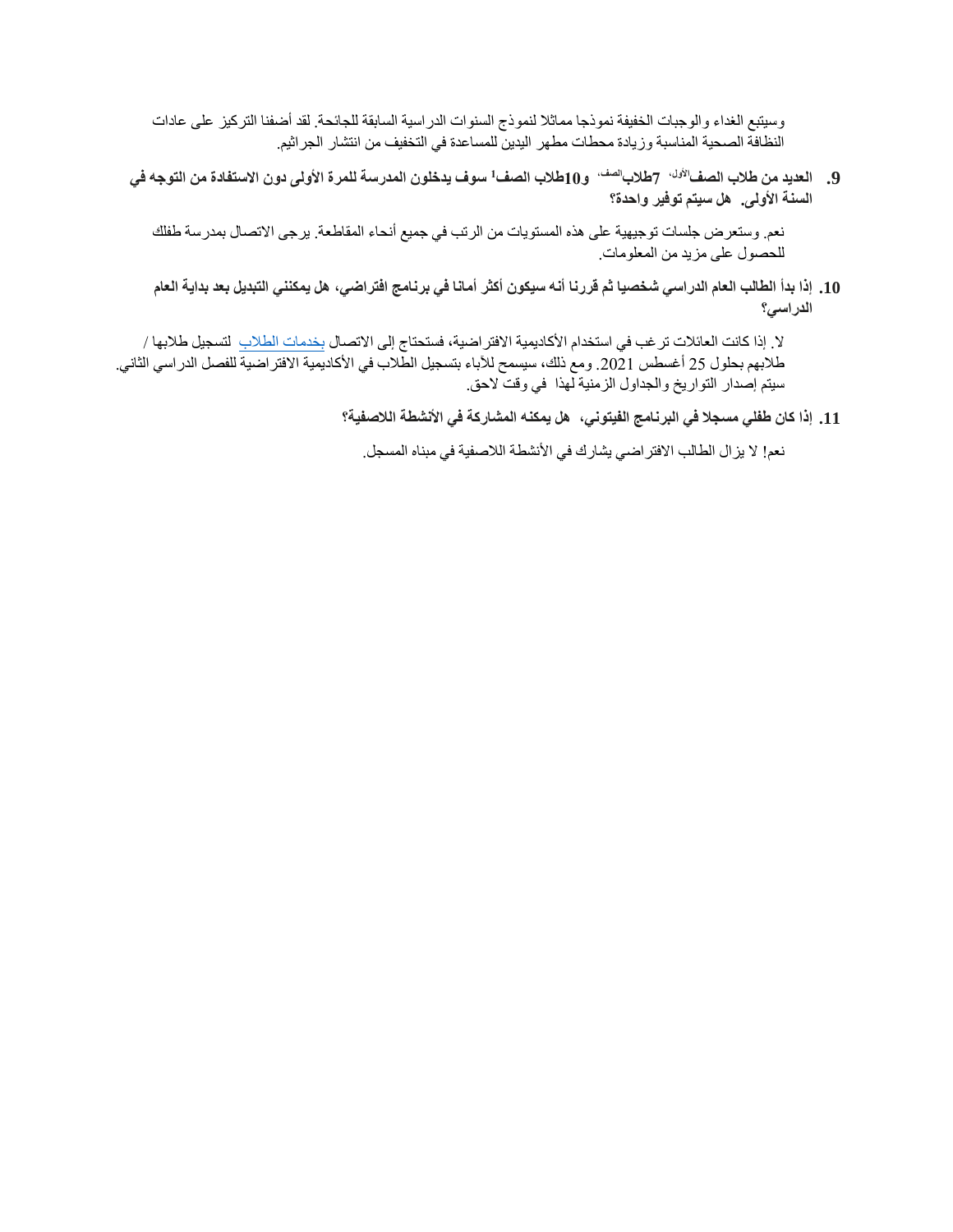وسيتبع الغداء والوجبات الخفيفة نموذجا مماثلا لنموذج السنوات الدراسية السابقة للجائحة. لقد أضفنا التركيز على عادات النظافة الصحية المناسبة وزيادة محطات مطهر اليدين للمساعدة في التخفيف من انتشار الجراثيم.

9. **العديد من طلاب الصف الأول، 7 طلاب الصف، و10 طلاب الصف[1] سوف يدخلون المدرسة للمرة الأولى دون الاستفادة من التوجه في السنة الأولى. هل سيتم توفير واحدة؟**

   نعم. وستعرض جلسات توجيهية على هذه المستويات من الرتب في جميع أنحاء المقاطعة. يرجى الاتصال بمدرسة طفلك للحصول على مزيد من المعلومات.

10. **إذا بدأ الطالب العام الدراسي شخصيا ثم قررنا أنه سيكون أكثر أمانا في برنامج افتراضي، هل يمكنني التبديل بعد بداية العام الدراسي؟**

    لا. إذا كانت العائلات ترغب في استخدام الأكاديمية الافتراضية، فستحتاج إلى الاتصال بخدمات الطلاب لتسجيل طلابها / طلابهم بحلول 25 أغسطس 2021. ومع ذلك، سيسمح للآباء بتسجيل الطلاب في الأكاديمية الافتراضية للفصل الدراسي الثاني. سيتم إصدار التواريخ والجداول الزمنية لهذا في وقت لاحق.

11. **إذا كان طفلي مسجلا في البرنامج الفيتوني، هل يمكنه المشاركة في الأنشطة اللاصفية؟**

    نعم! لا يزال الطالب الافتراضي يشارك في الأنشطة اللاصفية في مبناه المسجل.